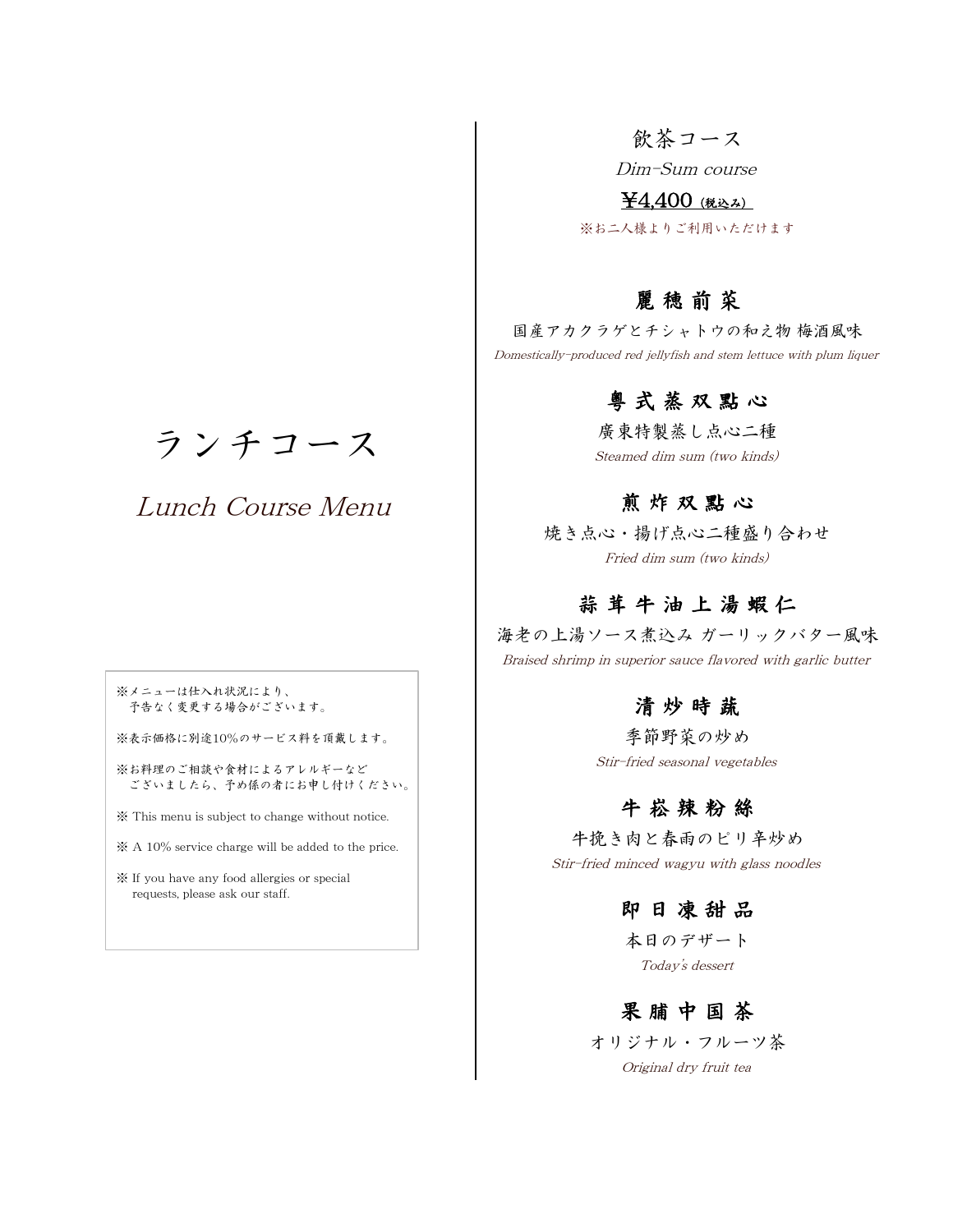# ランチコース

*Lunch Course Menu*

※メニューは仕入れ状況により、
予告なく変更する場合がございます。

※表示価格に別途10%のサービス料を頂戴します。

※お料理のご相談や食材によるアレルギーなど
ございましたら、予め係の者にお申し付けください。

※ This menu is subject to change without notice.

※ A 10% service charge will be added to the price.

※ If you have any food allergies or special requests, please ask our staff.

## 飲茶コース

*Dim-Sum course*

**¥4,400（税込み）**

※お二人様よりご利用いただけます

### 麗 穂 前 菜

国産アカクラゲとチシャトウの和え物 梅酒風味

*Domestically-produced red jellyfish and stem lettuce with plum liquer*

### 粤 式 蒸 双 點 心

廣東特製蒸し点心二種

*Steamed dim sum (two kinds)*

### 煎 炸 双 點 心

焼き点心・揚げ点心二種盛り合わせ

*Fried dim sum (two kinds)*

### 蒜 茸 牛 油 上 湯 蝦 仁

海老の上湯ソース煮込み ガーリックバター風味

*Braised shrimp in superior sauce flavored with garlic butter*

### 清 炒 時 蔬

季節野菜の炒め

*Stir-fried seasonal vegetables*

### 牛 崧 辣 粉 絲

牛挽き肉と春雨のピリ辛炒め

*Stir-fried minced wagyu with glass noodles*

### 即 日 凍 甜 品

本日のデザート

*Today's dessert*

### 果 脯 中 国 茶

オリジナル・フルーツ茶

*Original dry fruit tea*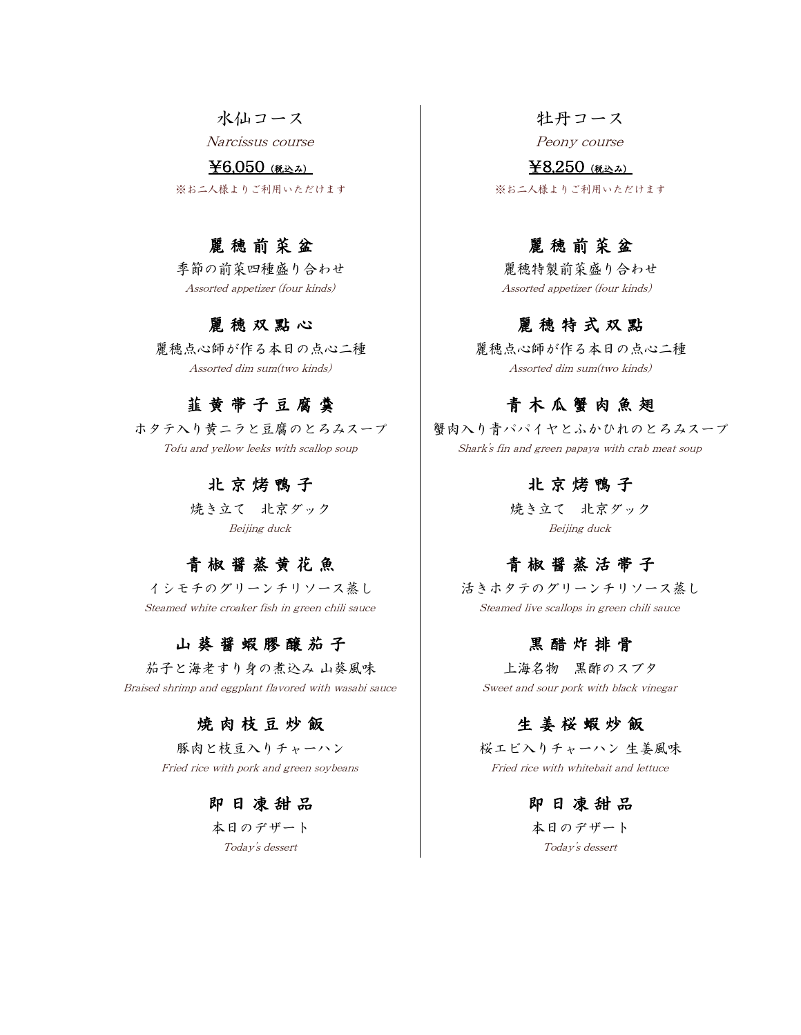## 水仙コース

*Narcissus course*

**¥6,050 (税込み)**

※お二人様よりご利用いただけます

### 麗 穂 前 菜 盆

季節の前菜四種盛り合わせ

*Assorted appetizer (four kinds)*

### 麗 穂 双 點 心

麗穂点心師が作る本日の点心二種

*Assorted dim sum(two kinds)*

### 韮 黄 帯 子 豆 腐 羹

ホタテ入り黄ニラと豆腐のとろみスープ

*Tofu and yellow leeks with scallop soup*

### 北 京 烤 鴨 子

焼き立て　北京ダック

*Beijing duck*

### 青 椒 醤 蒸 黄 花 魚

イシモチのグリーンチリソース蒸し

*Steamed white croaker fish in green chili sauce*

### 山 葵 醤 蝦 膠 醸 茄 子

茄子と海老すり身の煮込み 山葵風味

*Braised shrimp and eggplant flavored with wasabi sauce*

### 焼 肉 枝 豆 炒 飯

豚肉と枝豆入りチャーハン

*Fried rice with pork and green soybeans*

### 即 日 凍 甜 品

本日のデザート

*Today's dessert*

## 牡丹コース

*Peony course*

**¥8,250 (税込み)**

※お二人様よりご利用いただけます

### 麗 穂 前 菜 盆

麗穂特製前菜盛り合わせ

*Assorted appetizer (four kinds)*

### 麗 穂 特 式 双 點

麗穂点心師が作る本日の点心二種

*Assorted dim sum(two kinds)*

### 青 木 瓜 蟹 肉 魚 翅

蟹肉入り青パパイヤとふかひれのとろみスープ

*Shark's fin and green papaya with crab meat soup*

### 北 京 烤 鴨 子

焼き立て　北京ダック

*Beijing duck*

### 青 椒 醤 蒸 活 帯 子

活きホタテのグリーンチリソース蒸し

*Steamed live scallops in green chili sauce*

### 黒 醋 炸 排 骨

上海名物　黒酢のスブタ

*Sweet and sour pork with black vinegar*

### 生 姜 桜 蝦 炒 飯

桜エビ入りチャーハン 生姜風味

*Fried rice with whitebait and lettuce*

### 即 日 凍 甜 品

本日のデザート

*Today's dessert*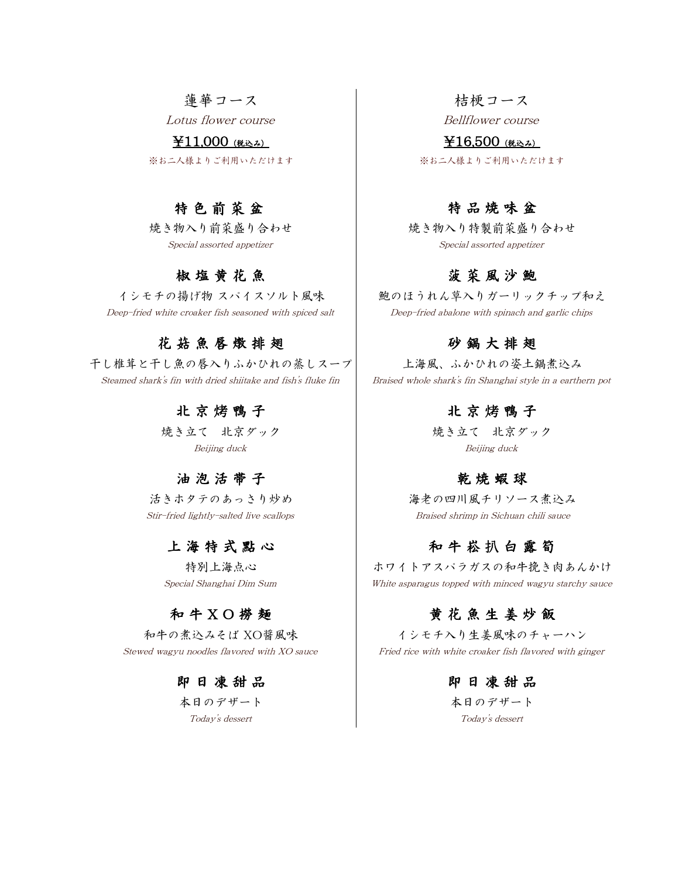## 蓮華コース

*Lotus flower course*

**¥11,000 (税込み)**

※お二人様よりご利用いただけます

### 特 色 前 菜 盆

焼き物入り前菜盛り合わせ

*Special assorted appetizer*

### 椒 塩 黄 花 魚

イシモチの揚げ物 スパイスソルト風味

*Deep-fried white croaker fish seasoned with spiced salt*

### 花 菇 魚 唇 燉 排 翅

干し椎茸と干し魚の唇入りふかひれの蒸しスープ

*Steamed shark's fin with dried shiitake and fish's fluke fin*

### 北 京 烤 鴨 子

焼き立て　北京ダック

*Beijing duck*

### 油 泡 活 帯 子

活きホタテのあっさり炒め

*Stir-fried lightly-salted live scallops*

### 上 海 特 式 點 心

特別上海点心

*Special Shanghai Dim Sum*

### 和 牛 X O 撈 麵

和牛の煮込みそば XO醤風味

*Stewed wagyu noodles flavored with XO sauce*

### 即 日 凍 甜 品

本日のデザート

*Today's dessert*

## 桔梗コース

*Bellflower course*

**¥16,500 (税込み)**

※お二人様よりご利用いただけます

### 特 品 焼 味 盆

焼き物入り特製前菜盛り合わせ

*Special assorted appetizer*

### 菠 菜 風 沙 鮑

鮑のほうれん草入りガーリックチップ和え

*Deep-fried abalone with spinach and garlic chips*

### 砂 鍋 大 排 翅

上海風、ふかひれの姿土鍋煮込み

*Braised whole shark's fin Shanghai style in a earthern pot*

### 北 京 烤 鴨 子

焼き立て　北京ダック

*Beijing duck*

### 乾 焼 蝦 球

海老の四川風チリソース煮込み

*Braised shrimp in Sichuan chili sauce*

### 和 牛 崧 扒 白 露 筍

ホワイトアスパラガスの和牛挽き肉あんかけ

*White asparagus topped with minced wagyu starchy sauce*

### 黄 花 魚 生 姜 炒 飯

イシモチ入り生姜風味のチャーハン

*Fried rice with white croaker fish flavored with ginger*

### 即 日 凍 甜 品

本日のデザート

*Today's dessert*